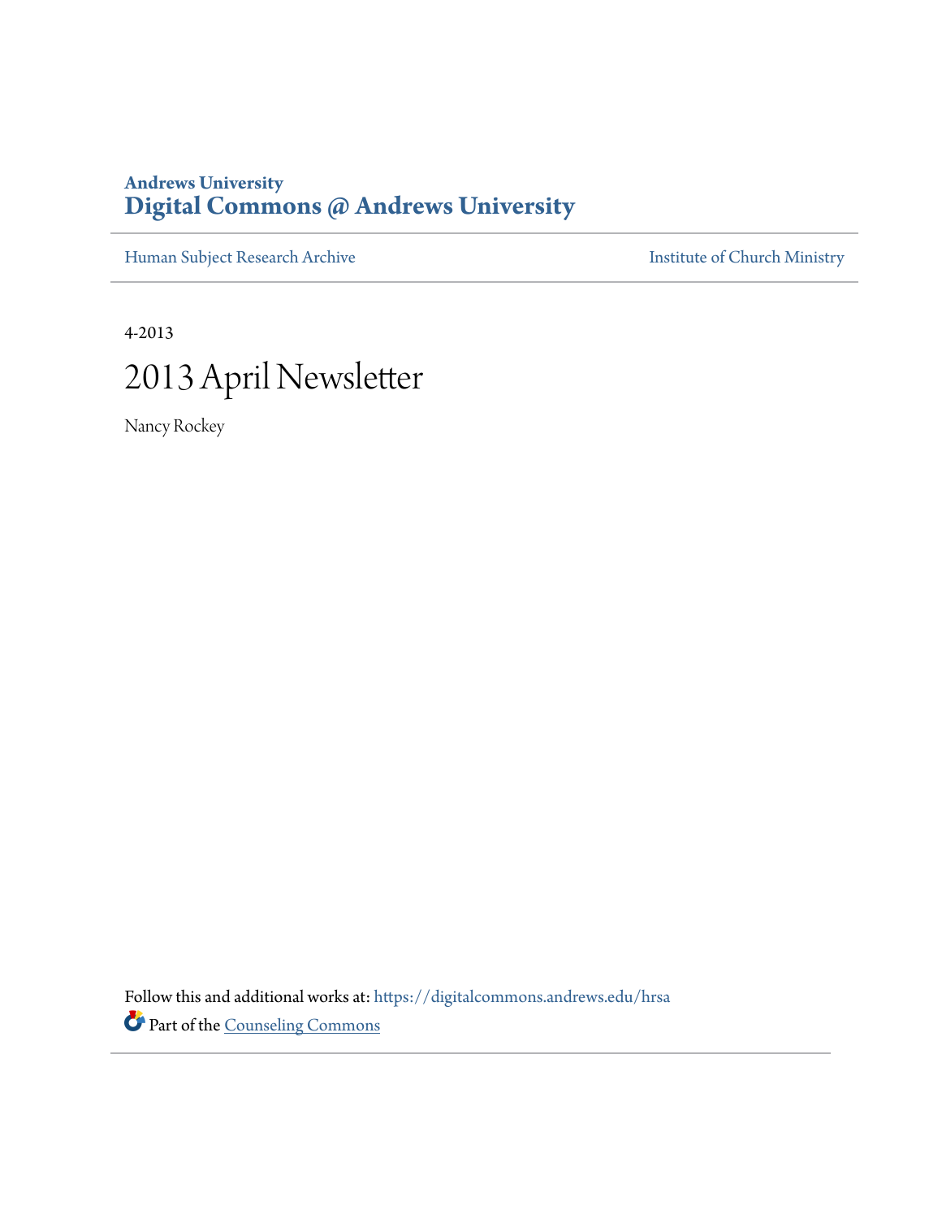Andrews University
**Digital Commons @ Andrews University**

Human Subject Research Archive

Institute of Church Ministry

4-2013

# 2013 April Newsletter

Nancy Rockey

Follow this and additional works at: https://digitalcommons.andrews.edu/hrsa

Part of the Counseling Commons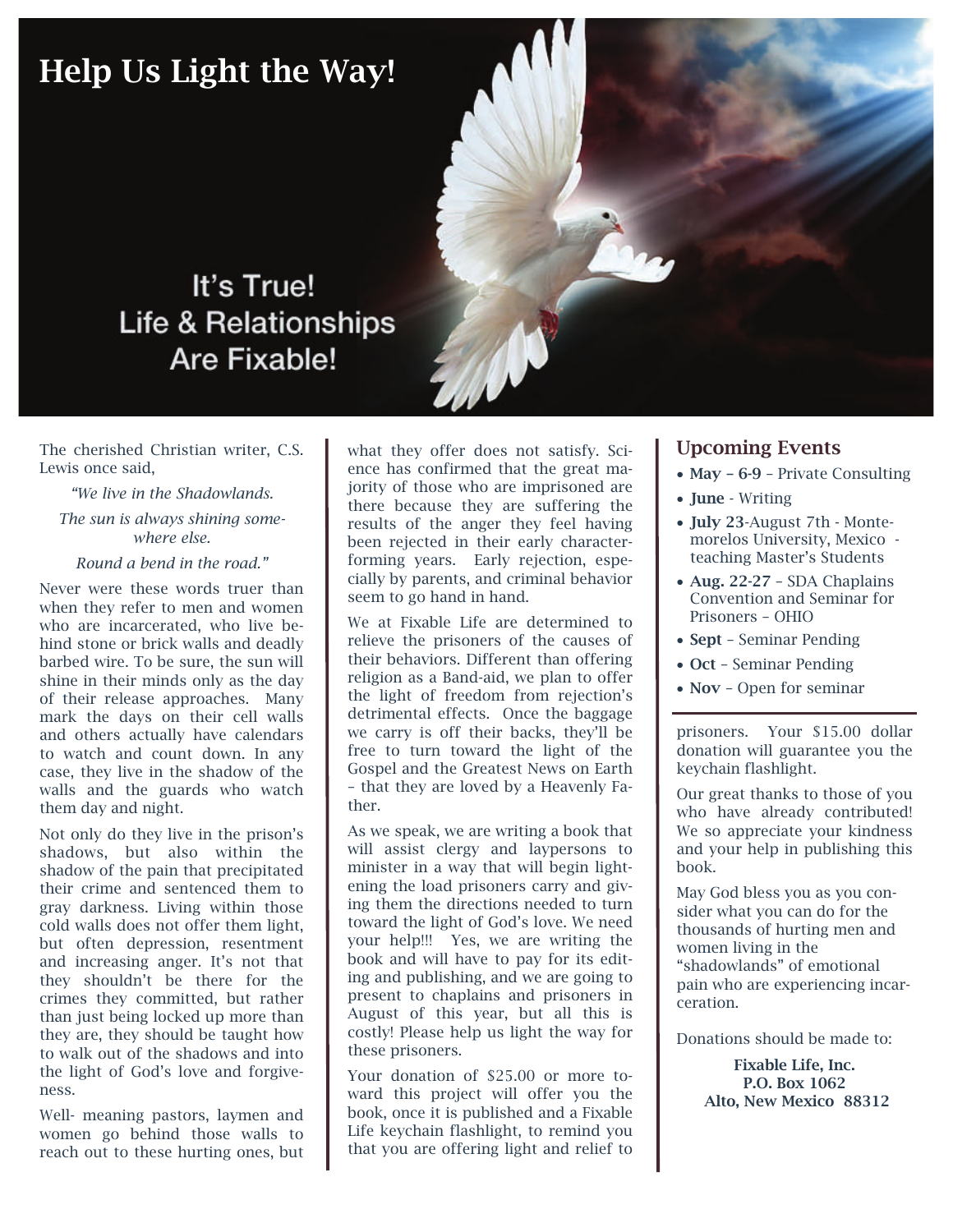# Help Us Light the Way!

It's True!
Life & Relationships
Are Fixable!

The cherished Christian writer, C.S. Lewis once said,

*"We live in the Shadowlands.*

*The sun is always shining somewhere else.*

*Round a bend in the road."*

Never were these words truer than when they refer to men and women who are incarcerated, who live behind stone or brick walls and deadly barbed wire. To be sure, the sun will shine in their minds only as the day of their release approaches. Many mark the days on their cell walls and others actually have calendars to watch and count down. In any case, they live in the shadow of the walls and the guards who watch them day and night.

Not only do they live in the prison's shadows, but also within the shadow of the pain that precipitated their crime and sentenced them to gray darkness. Living within those cold walls does not offer them light, but often depression, resentment and increasing anger. It's not that they shouldn't be there for the crimes they committed, but rather than just being locked up more than they are, they should be taught how to walk out of the shadows and into the light of God's love and forgiveness.

Well- meaning pastors, laymen and women go behind those walls to reach out to these hurting ones, but what they offer does not satisfy. Science has confirmed that the great majority of those who are imprisoned are there because they are suffering the results of the anger they feel having been rejected in their early character-forming years. Early rejection, especially by parents, and criminal behavior seem to go hand in hand.

We at Fixable Life are determined to relieve the prisoners of the causes of their behaviors. Different than offering religion as a Band-aid, we plan to offer the light of freedom from rejection's detrimental effects. Once the baggage we carry is off their backs, they'll be free to turn toward the light of the Gospel and the Greatest News on Earth – that they are loved by a Heavenly Father.

As we speak, we are writing a book that will assist clergy and laypersons to minister in a way that will begin lightening the load prisoners carry and giving them the directions needed to turn toward the light of God's love. We need your help!!! Yes, we are writing the book and will have to pay for its editing and publishing, and we are going to present to chaplains and prisoners in August of this year, but all this is costly! Please help us light the way for these prisoners.

Your donation of $25.00 or more toward this project will offer you the book, once it is published and a Fixable Life keychain flashlight, to remind you that you are offering light and relief to prisoners. Your $15.00 dollar donation will guarantee you the keychain flashlight.

Our great thanks to those of you who have already contributed! We so appreciate your kindness and your help in publishing this book.

May God bless you as you consider what you can do for the thousands of hurting men and women living in the "shadowlands" of emotional pain who are experiencing incarceration.

Donations should be made to:

**Fixable Life, Inc.**
**P.O. Box 1062**
**Alto, New Mexico 88312**

## Upcoming Events

- **May – 6-9** – Private Consulting
- **June** - Writing
- **July 23**-August 7th - Montemorelos University, Mexico - teaching Master's Students
- **Aug. 22-27** – SDA Chaplains Convention and Seminar for Prisoners – OHIO
- **Sept** – Seminar Pending
- **Oct** – Seminar Pending
- **Nov** – Open for seminar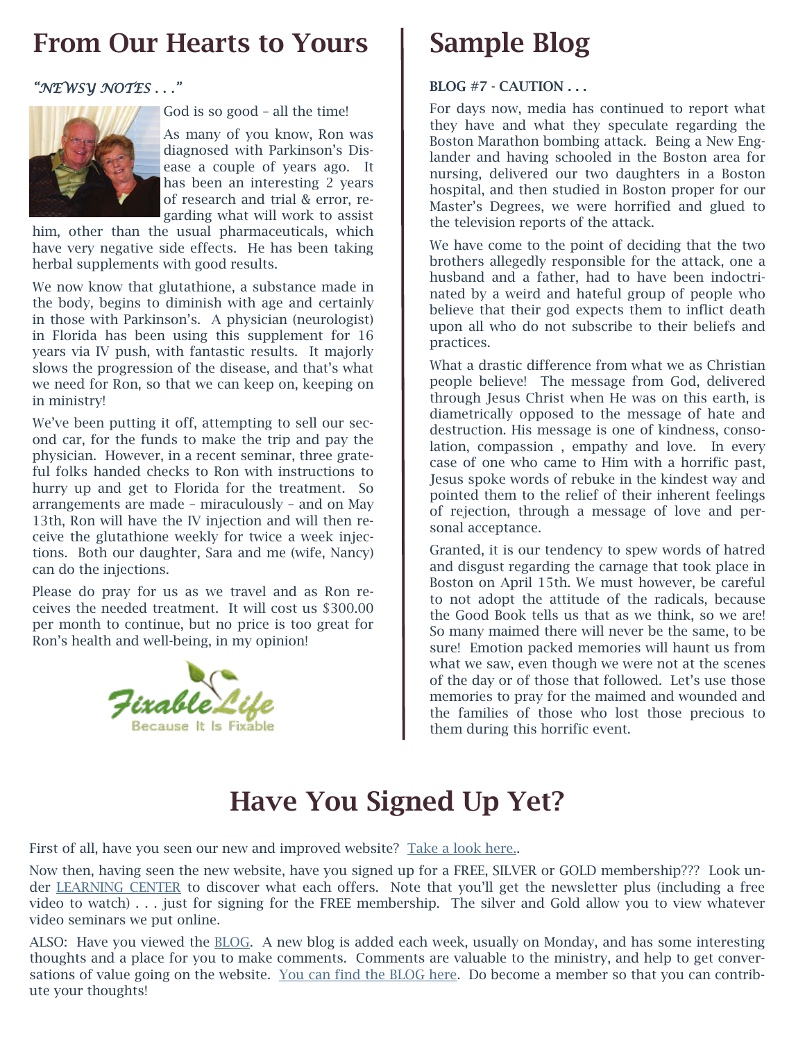# From Our Hearts to Yours

*"NEWSY NOTES . . ."*

God is so good – all the time!

As many of you know, Ron was diagnosed with Parkinson's Disease a couple of years ago. It has been an interesting 2 years of research and trial & error, regarding what will work to assist him, other than the usual pharmaceuticals, which have very negative side effects. He has been taking herbal supplements with good results.

We now know that glutathione, a substance made in the body, begins to diminish with age and certainly in those with Parkinson's. A physician (neurologist) in Florida has been using this supplement for 16 years via IV push, with fantastic results. It majorly slows the progression of the disease, and that's what we need for Ron, so that we can keep on, keeping on in ministry!

We've been putting it off, attempting to sell our second car, for the funds to make the trip and pay the physician. However, in a recent seminar, three grateful folks handed checks to Ron with instructions to hurry up and get to Florida for the treatment. So arrangements are made – miraculously – and on May 13th, Ron will have the IV injection and will then receive the glutathione weekly for twice a week injections. Both our daughter, Sara and me (wife, Nancy) can do the injections.

Please do pray for us as we travel and as Ron receives the needed treatment. It will cost us $300.00 per month to continue, but no price is too great for Ron's health and well-being, in my opinion!

FixableLife
Because It Is Fixable

# Sample Blog

**BLOG #7 - CAUTION . . .**

For days now, media has continued to report what they have and what they speculate regarding the Boston Marathon bombing attack. Being a New Englander and having schooled in the Boston area for nursing, delivered our two daughters in a Boston hospital, and then studied in Boston proper for our Master's Degrees, we were horrified and glued to the television reports of the attack.

We have come to the point of deciding that the two brothers allegedly responsible for the attack, one a husband and a father, had to have been indoctrinated by a weird and hateful group of people who believe that their god expects them to inflict death upon all who do not subscribe to their beliefs and practices.

What a drastic difference from what we as Christian people believe! The message from God, delivered through Jesus Christ when He was on this earth, is diametrically opposed to the message of hate and destruction. His message is one of kindness, consolation, compassion , empathy and love. In every case of one who came to Him with a horrific past, Jesus spoke words of rebuke in the kindest way and pointed them to the relief of their inherent feelings of rejection, through a message of love and personal acceptance.

Granted, it is our tendency to spew words of hatred and disgust regarding the carnage that took place in Boston on April 15th. We must however, be careful to not adopt the attitude of the radicals, because the Good Book tells us that as we think, so we are! So many maimed there will never be the same, to be sure! Emotion packed memories will haunt us from what we saw, even though we were not at the scenes of the day or of those that followed. Let's use those memories to pray for the maimed and wounded and the families of those who lost those precious to them during this horrific event.

# Have You Signed Up Yet?

First of all, have you seen our new and improved website? Take a look here..

Now then, having seen the new website, have you signed up for a FREE, SILVER or GOLD membership??? Look under LEARNING CENTER to discover what each offers. Note that you'll get the newsletter plus (including a free video to watch) . . . just for signing for the FREE membership. The silver and Gold allow you to view whatever video seminars we put online.

ALSO: Have you viewed the BLOG. A new blog is added each week, usually on Monday, and has some interesting thoughts and a place for you to make comments. Comments are valuable to the ministry, and help to get conversations of value going on the website. You can find the BLOG here. Do become a member so that you can contribute your thoughts!